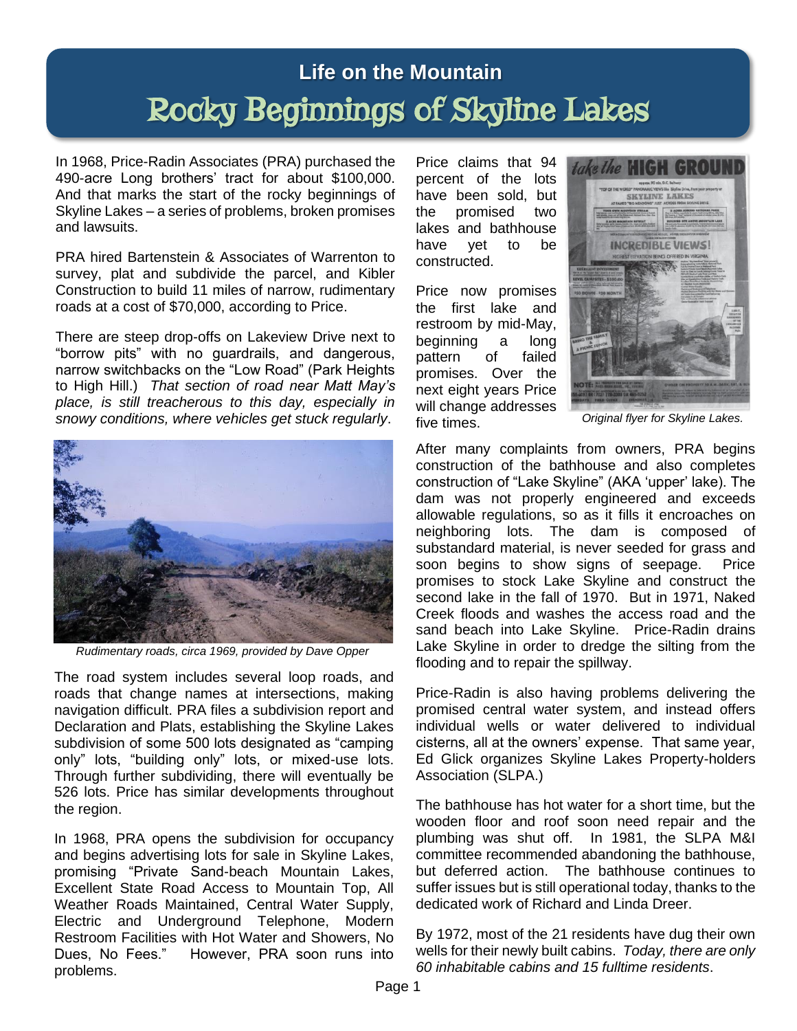# Life on the Mountain

## Rocky Beginnings of Skyline Lakes

In 1968, Price-Radin Associates (PRA) purchased the 490-acre Long brothers' tract for about $100,000. And that marks the start of the rocky beginnings of Skyline Lakes – a series of problems, broken promises and lawsuits.

PRA hired Bartenstein & Associates of Warrenton to survey, plat and subdivide the parcel, and Kibler Construction to build 11 miles of narrow, rudimentary roads at a cost of $70,000, according to Price.

There are steep drop-offs on Lakeview Drive next to "borrow pits" with no guardrails, and dangerous, narrow switchbacks on the "Low Road" (Park Heights to High Hill.) *That section of road near Matt May's place, is still treacherous to this day, especially in snowy conditions, where vehicles get stuck regularly*.

*Rudimentary roads, circa 1969, provided by Dave Opper*

The road system includes several loop roads, and roads that change names at intersections, making navigation difficult. PRA files a subdivision report and Declaration and Plats, establishing the Skyline Lakes subdivision of some 500 lots designated as "camping only" lots, "building only" lots, or mixed-use lots. Through further subdividing, there will eventually be 526 lots. Price has similar developments throughout the region.

In 1968, PRA opens the subdivision for occupancy and begins advertising lots for sale in Skyline Lakes, promising "Private Sand-beach Mountain Lakes, Excellent State Road Access to Mountain Top, All Weather Roads Maintained, Central Water Supply, Electric and Underground Telephone, Modern Restroom Facilities with Hot Water and Showers, No Dues, No Fees." However, PRA soon runs into problems.

Price claims that 94 percent of the lots have been sold, but the promised two lakes and bathhouse have yet to be constructed.

Price now promises the first lake and restroom by mid-May, beginning a long pattern of failed promises. Over the next eight years Price will change addresses five times.

*Original flyer for Skyline Lakes.*

After many complaints from owners, PRA begins construction of the bathhouse and also completes construction of "Lake Skyline" (AKA 'upper' lake). The dam was not properly engineered and exceeds allowable regulations, so as it fills it encroaches on neighboring lots. The dam is composed of substandard material, is never seeded for grass and soon begins to show signs of seepage. Price promises to stock Lake Skyline and construct the second lake in the fall of 1970. But in 1971, Naked Creek floods and washes the access road and the sand beach into Lake Skyline. Price-Radin drains Lake Skyline in order to dredge the silting from the flooding and to repair the spillway.

Price-Radin is also having problems delivering the promised central water system, and instead offers individual wells or water delivered to individual cisterns, all at the owners' expense. That same year, Ed Glick organizes Skyline Lakes Property-holders Association (SLPA.)

The bathhouse has hot water for a short time, but the wooden floor and roof soon need repair and the plumbing was shut off. In 1981, the SLPA M&I committee recommended abandoning the bathhouse, but deferred action. The bathhouse continues to suffer issues but is still operational today, thanks to the dedicated work of Richard and Linda Dreer.

By 1972, most of the 21 residents have dug their own wells for their newly built cabins. *Today, there are only 60 inhabitable cabins and 15 fulltime residents*.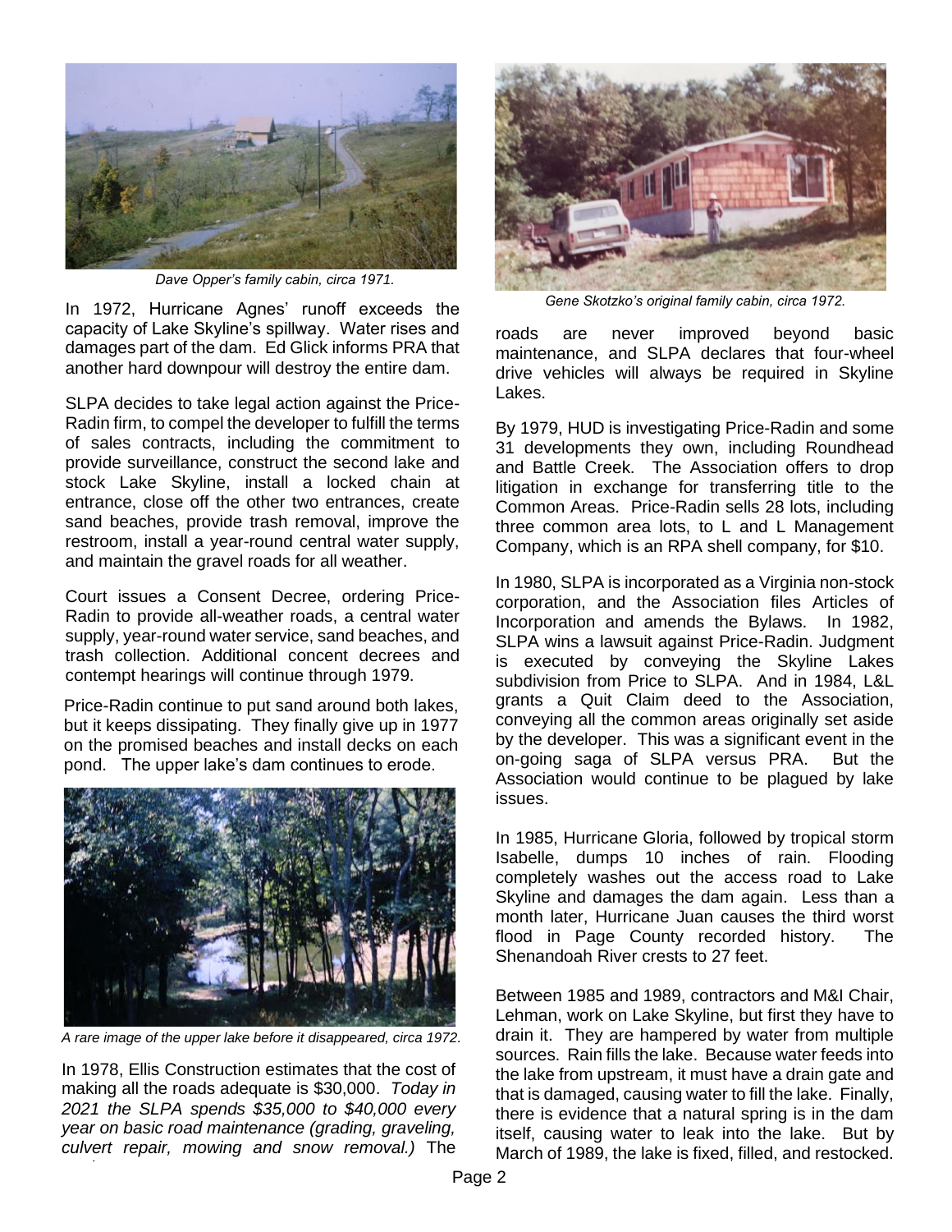*Dave Opper's family cabin, circa 1971.*

In 1972, Hurricane Agnes' runoff exceeds the capacity of Lake Skyline's spillway. Water rises and damages part of the dam. Ed Glick informs PRA that another hard downpour will destroy the entire dam.

SLPA decides to take legal action against the Price-Radin firm, to compel the developer to fulfill the terms of sales contracts, including the commitment to provide surveillance, construct the second lake and stock Lake Skyline, install a locked chain at entrance, close off the other two entrances, create sand beaches, provide trash removal, improve the restroom, install a year-round central water supply, and maintain the gravel roads for all weather.

Court issues a Consent Decree, ordering Price-Radin to provide all-weather roads, a central water supply, year-round water service, sand beaches, and trash collection. Additional concent decrees and contempt hearings will continue through 1979.

Price-Radin continue to put sand around both lakes, but it keeps dissipating. They finally give up in 1977 on the promised beaches and install decks on each pond. The upper lake's dam continues to erode.

*A rare image of the upper lake before it disappeared, circa 1972.*

In 1978, Ellis Construction estimates that the cost of making all the roads adequate is $30,000. *Today in 2021 the SLPA spends $35,000 to $40,000 every year on basic road maintenance (grading, graveling, culvert repair, mowing and snow removal.)* The roads are never improved beyond basic maintenance, and SLPA declares that four-wheel drive vehicles will always be required in Skyline Lakes.

*Gene Skotzko's original family cabin, circa 1972.*

By 1979, HUD is investigating Price-Radin and some 31 developments they own, including Roundhead and Battle Creek. The Association offers to drop litigation in exchange for transferring title to the Common Areas. Price-Radin sells 28 lots, including three common area lots, to L and L Management Company, which is an RPA shell company, for $10.

In 1980, SLPA is incorporated as a Virginia non-stock corporation, and the Association files Articles of Incorporation and amends the Bylaws. In 1982, SLPA wins a lawsuit against Price-Radin. Judgment is executed by conveying the Skyline Lakes subdivision from Price to SLPA. And in 1984, L&L grants a Quit Claim deed to the Association, conveying all the common areas originally set aside by the developer. This was a significant event in the on-going saga of SLPA versus PRA. But the Association would continue to be plagued by lake issues.

In 1985, Hurricane Gloria, followed by tropical storm Isabelle, dumps 10 inches of rain. Flooding completely washes out the access road to Lake Skyline and damages the dam again. Less than a month later, Hurricane Juan causes the third worst flood in Page County recorded history. The Shenandoah River crests to 27 feet.

Between 1985 and 1989, contractors and M&I Chair, Lehman, work on Lake Skyline, but first they have to drain it. They are hampered by water from multiple sources. Rain fills the lake. Because water feeds into the lake from upstream, it must have a drain gate and that is damaged, causing water to fill the lake. Finally, there is evidence that a natural spring is in the dam itself, causing water to leak into the lake. But by March of 1989, the lake is fixed, filled, and restocked.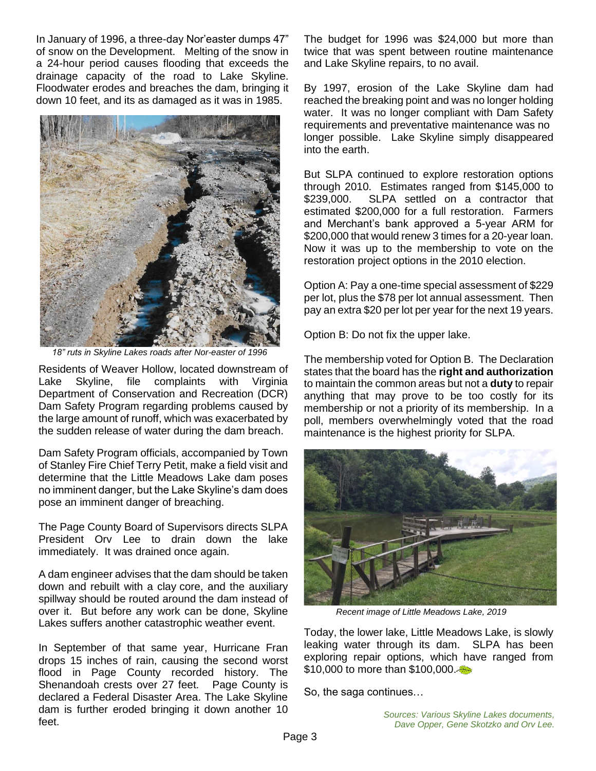In January of 1996, a three-day Nor'easter dumps 47" of snow on the Development. Melting of the snow in a 24-hour period causes flooding that exceeds the drainage capacity of the road to Lake Skyline. Floodwater erodes and breaches the dam, bringing it down 10 feet, and its as damaged as it was in 1985.

*18" ruts in Skyline Lakes roads after Nor-easter of 1996*

Residents of Weaver Hollow, located downstream of Lake Skyline, file complaints with Virginia Department of Conservation and Recreation (DCR) Dam Safety Program regarding problems caused by the large amount of runoff, which was exacerbated by the sudden release of water during the dam breach.

Dam Safety Program officials, accompanied by Town of Stanley Fire Chief Terry Petit, make a field visit and determine that the Little Meadows Lake dam poses no imminent danger, but the Lake Skyline's dam does pose an imminent danger of breaching.

The Page County Board of Supervisors directs SLPA President Orv Lee to drain down the lake immediately. It was drained once again.

A dam engineer advises that the dam should be taken down and rebuilt with a clay core, and the auxiliary spillway should be routed around the dam instead of over it. But before any work can be done, Skyline Lakes suffers another catastrophic weather event.

In September of that same year, Hurricane Fran drops 15 inches of rain, causing the second worst flood in Page County recorded history. The Shenandoah crests over 27 feet. Page County is declared a Federal Disaster Area. The Lake Skyline dam is further eroded bringing it down another 10 feet.

The budget for 1996 was $24,000 but more than twice that was spent between routine maintenance and Lake Skyline repairs, to no avail.

By 1997, erosion of the Lake Skyline dam had reached the breaking point and was no longer holding water. It was no longer compliant with Dam Safety requirements and preventative maintenance was no longer possible. Lake Skyline simply disappeared into the earth.

But SLPA continued to explore restoration options through 2010. Estimates ranged from $145,000 to $239,000. SLPA settled on a contractor that estimated $200,000 for a full restoration. Farmers and Merchant's bank approved a 5-year ARM for $200,000 that would renew 3 times for a 20-year loan. Now it was up to the membership to vote on the restoration project options in the 2010 election.

Option A: Pay a one-time special assessment of $229 per lot, plus the $78 per lot annual assessment. Then pay an extra $20 per lot per year for the next 19 years.

Option B: Do not fix the upper lake.

The membership voted for Option B. The Declaration states that the board has the **right and authorization** to maintain the common areas but not a **duty** to repair anything that may prove to be too costly for its membership or not a priority of its membership. In a poll, members overwhelmingly voted that the road maintenance is the highest priority for SLPA.

*Recent image of Little Meadows Lake, 2019*

Today, the lower lake, Little Meadows Lake, is slowly leaking water through its dam. SLPA has been exploring repair options, which have ranged from $10,000 to more than $100,000.

So, the saga continues…

*Sources: Various Skyline Lakes documents, Dave Opper, Gene Skotzko and Orv Lee.*